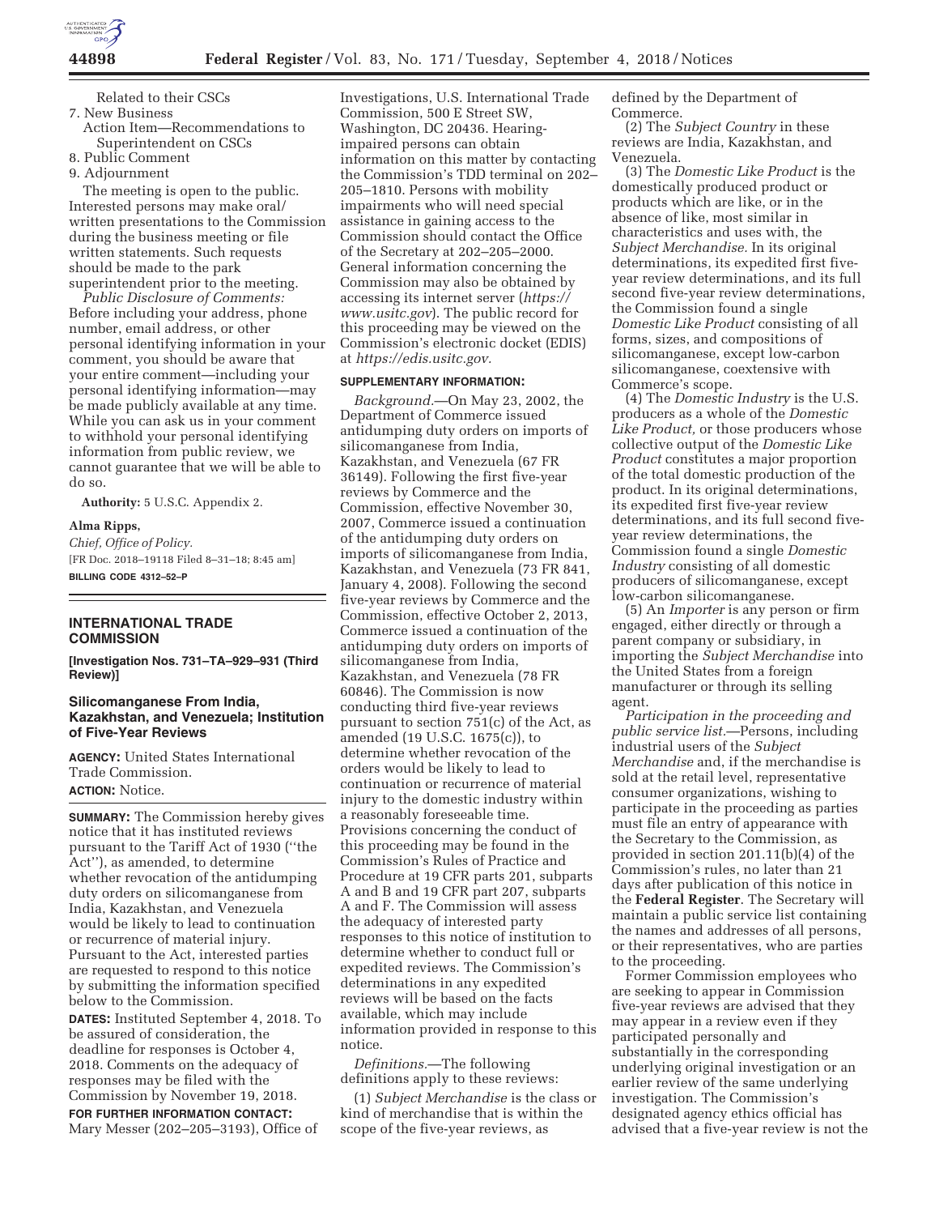Related to their CSCs
7. New Business
   Action Item—Recommendations to Superintendent on CSCs
8. Public Comment
9. Adjournment

The meeting is open to the public. Interested persons may make oral/written presentations to the Commission during the business meeting or file written statements. Such requests should be made to the park superintendent prior to the meeting.

*Public Disclosure of Comments:* Before including your address, phone number, email address, or other personal identifying information in your comment, you should be aware that your entire comment—including your personal identifying information—may be made publicly available at any time. While you can ask us in your comment to withhold your personal identifying information from public review, we cannot guarantee that we will be able to do so.

**Authority:** 5 U.S.C. Appendix 2.

**Alma Ripps,**

*Chief, Office of Policy.*

[FR Doc. 2018–19118 Filed 8–31–18; 8:45 am]

**BILLING CODE 4312–52–P**

## INTERNATIONAL TRADE COMMISSION

**[Investigation Nos. 731–TA–929–931 (Third Review)]**

### Silicomanganese From India, Kazakhstan, and Venezuela; Institution of Five-Year Reviews

**AGENCY:** United States International Trade Commission.

**ACTION:** Notice.

**SUMMARY:** The Commission hereby gives notice that it has instituted reviews pursuant to the Tariff Act of 1930 (''the Act''), as amended, to determine whether revocation of the antidumping duty orders on silicomanganese from India, Kazakhstan, and Venezuela would be likely to lead to continuation or recurrence of material injury. Pursuant to the Act, interested parties are requested to respond to this notice by submitting the information specified below to the Commission.

**DATES:** Instituted September 4, 2018. To be assured of consideration, the deadline for responses is October 4, 2018. Comments on the adequacy of responses may be filed with the Commission by November 19, 2018.

**FOR FURTHER INFORMATION CONTACT:** Mary Messer (202–205–3193), Office of Investigations, U.S. International Trade Commission, 500 E Street SW, Washington, DC 20436. Hearing-impaired persons can obtain information on this matter by contacting the Commission's TDD terminal on 202–205–1810. Persons with mobility impairments who will need special assistance in gaining access to the Commission should contact the Office of the Secretary at 202–205–2000. General information concerning the Commission may also be obtained by accessing its internet server (*https://www.usitc.gov*). The public record for this proceeding may be viewed on the Commission's electronic docket (EDIS) at *https://edis.usitc.gov.*

**SUPPLEMENTARY INFORMATION:**

*Background.*—On May 23, 2002, the Department of Commerce issued antidumping duty orders on imports of silicomanganese from India, Kazakhstan, and Venezuela (67 FR 36149). Following the first five-year reviews by Commerce and the Commission, effective November 30, 2007, Commerce issued a continuation of the antidumping duty orders on imports of silicomanganese from India, Kazakhstan, and Venezuela (73 FR 841, January 4, 2008). Following the second five-year reviews by Commerce and the Commission, effective October 2, 2013, Commerce issued a continuation of the antidumping duty orders on imports of silicomanganese from India, Kazakhstan, and Venezuela (78 FR 60846). The Commission is now conducting third five-year reviews pursuant to section 751(c) of the Act, as amended (19 U.S.C. 1675(c)), to determine whether revocation of the orders would be likely to lead to continuation or recurrence of material injury to the domestic industry within a reasonably foreseeable time. Provisions concerning the conduct of this proceeding may be found in the Commission's Rules of Practice and Procedure at 19 CFR parts 201, subparts A and B and 19 CFR part 207, subparts A and F. The Commission will assess the adequacy of interested party responses to this notice of institution to determine whether to conduct full or expedited reviews. The Commission's determinations in any expedited reviews will be based on the facts available, which may include information provided in response to this notice.

*Definitions.*—The following definitions apply to these reviews:

(1) *Subject Merchandise* is the class or kind of merchandise that is within the scope of the five-year reviews, as defined by the Department of Commerce.

(2) The *Subject Country* in these reviews are India, Kazakhstan, and Venezuela.

(3) The *Domestic Like Product* is the domestically produced product or products which are like, or in the absence of like, most similar in characteristics and uses with, the *Subject Merchandise.* In its original determinations, its expedited first five-year review determinations, and its full second five-year review determinations, the Commission found a single *Domestic Like Product* consisting of all forms, sizes, and compositions of silicomanganese, except low-carbon silicomanganese, coextensive with Commerce's scope.

(4) The *Domestic Industry* is the U.S. producers as a whole of the *Domestic Like Product,* or those producers whose collective output of the *Domestic Like Product* constitutes a major proportion of the total domestic production of the product. In its original determinations, its expedited first five-year review determinations, and its full second five-year review determinations, the Commission found a single *Domestic Industry* consisting of all domestic producers of silicomanganese, except low-carbon silicomanganese.

(5) An *Importer* is any person or firm engaged, either directly or through a parent company or subsidiary, in importing the *Subject Merchandise* into the United States from a foreign manufacturer or through its selling agent.

*Participation in the proceeding and public service list.*—Persons, including industrial users of the *Subject Merchandise* and, if the merchandise is sold at the retail level, representative consumer organizations, wishing to participate in the proceeding as parties must file an entry of appearance with the Secretary to the Commission, as provided in section 201.11(b)(4) of the Commission's rules, no later than 21 days after publication of this notice in the **Federal Register**. The Secretary will maintain a public service list containing the names and addresses of all persons, or their representatives, who are parties to the proceeding.

Former Commission employees who are seeking to appear in Commission five-year reviews are advised that they may appear in a review even if they participated personally and substantially in the corresponding underlying original investigation or an earlier review of the same underlying investigation. The Commission's designated agency ethics official has advised that a five-year review is not the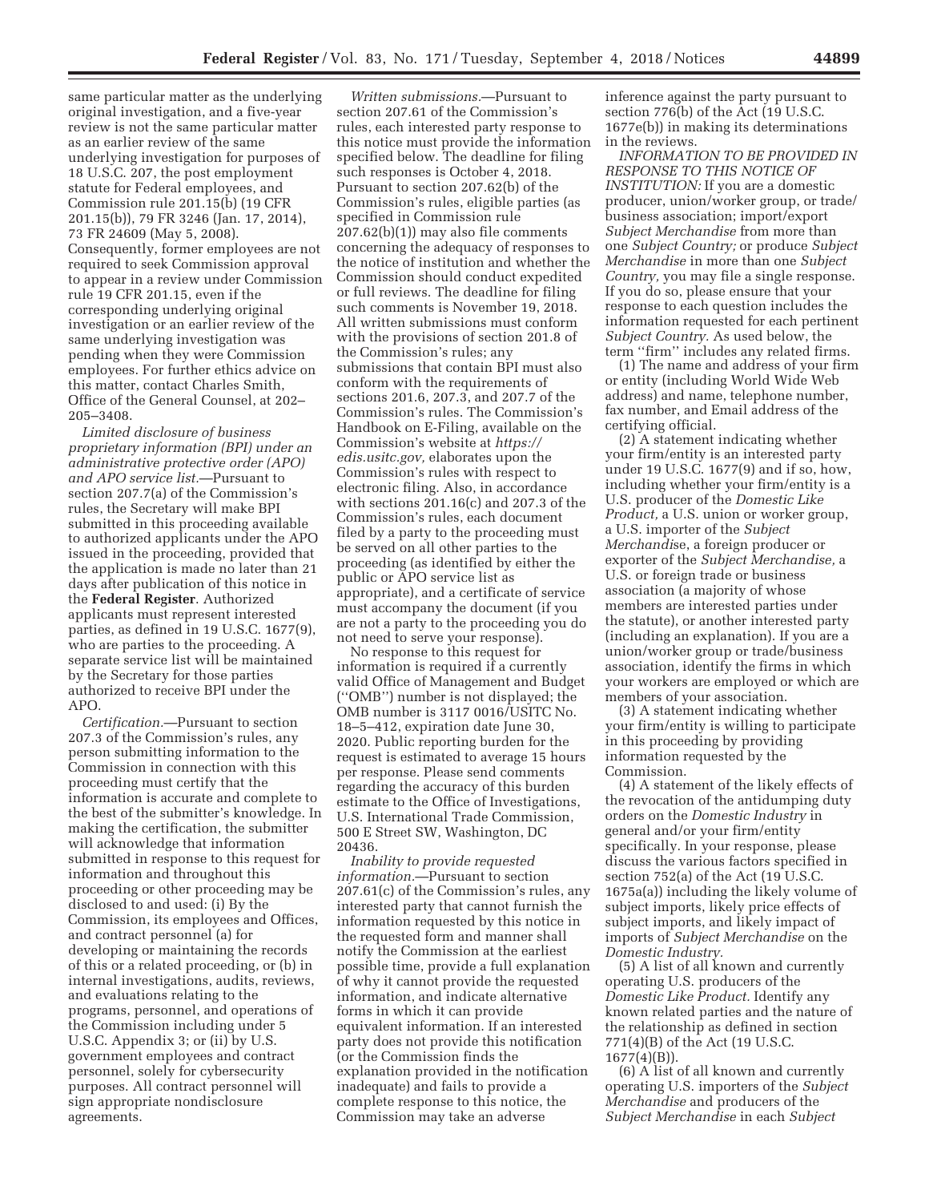same particular matter as the underlying original investigation, and a five-year review is not the same particular matter as an earlier review of the same underlying investigation for purposes of 18 U.S.C. 207, the post employment statute for Federal employees, and Commission rule 201.15(b) (19 CFR 201.15(b)), 79 FR 3246 (Jan. 17, 2014), 73 FR 24609 (May 5, 2008). Consequently, former employees are not required to seek Commission approval to appear in a review under Commission rule 19 CFR 201.15, even if the corresponding underlying original investigation or an earlier review of the same underlying investigation was pending when they were Commission employees. For further ethics advice on this matter, contact Charles Smith, Office of the General Counsel, at 202–205–3408.

*Limited disclosure of business proprietary information (BPI) under an administrative protective order (APO) and APO service list.*—Pursuant to section 207.7(a) of the Commission's rules, the Secretary will make BPI submitted in this proceeding available to authorized applicants under the APO issued in the proceeding, provided that the application is made no later than 21 days after publication of this notice in the **Federal Register**. Authorized applicants must represent interested parties, as defined in 19 U.S.C. 1677(9), who are parties to the proceeding. A separate service list will be maintained by the Secretary for those parties authorized to receive BPI under the APO.

*Certification.*—Pursuant to section 207.3 of the Commission's rules, any person submitting information to the Commission in connection with this proceeding must certify that the information is accurate and complete to the best of the submitter's knowledge. In making the certification, the submitter will acknowledge that information submitted in response to this request for information and throughout this proceeding or other proceeding may be disclosed to and used: (i) By the Commission, its employees and Offices, and contract personnel (a) for developing or maintaining the records of this or a related proceeding, or (b) in internal investigations, audits, reviews, and evaluations relating to the programs, personnel, and operations of the Commission including under 5 U.S.C. Appendix 3; or (ii) by U.S. government employees and contract personnel, solely for cybersecurity purposes. All contract personnel will sign appropriate nondisclosure agreements.

*Written submissions.*—Pursuant to section 207.61 of the Commission's rules, each interested party response to this notice must provide the information specified below. The deadline for filing such responses is October 4, 2018. Pursuant to section 207.62(b) of the Commission's rules, eligible parties (as specified in Commission rule 207.62(b)(1)) may also file comments concerning the adequacy of responses to the notice of institution and whether the Commission should conduct expedited or full reviews. The deadline for filing such comments is November 19, 2018. All written submissions must conform with the provisions of section 201.8 of the Commission's rules; any submissions that contain BPI must also conform with the requirements of sections 201.6, 207.3, and 207.7 of the Commission's rules. The Commission's Handbook on E-Filing, available on the Commission's website at *https://edis.usitc.gov,* elaborates upon the Commission's rules with respect to electronic filing. Also, in accordance with sections 201.16(c) and 207.3 of the Commission's rules, each document filed by a party to the proceeding must be served on all other parties to the proceeding (as identified by either the public or APO service list as appropriate), and a certificate of service must accompany the document (if you are not a party to the proceeding you do not need to serve your response).

No response to this request for information is required if a currently valid Office of Management and Budget (''OMB'') number is not displayed; the OMB number is 3117 0016/USITC No. 18–5–412, expiration date June 30, 2020. Public reporting burden for the request is estimated to average 15 hours per response. Please send comments regarding the accuracy of this burden estimate to the Office of Investigations, U.S. International Trade Commission, 500 E Street SW, Washington, DC 20436.

*Inability to provide requested information.*—Pursuant to section 207.61(c) of the Commission's rules, any interested party that cannot furnish the information requested by this notice in the requested form and manner shall notify the Commission at the earliest possible time, provide a full explanation of why it cannot provide the requested information, and indicate alternative forms in which it can provide equivalent information. If an interested party does not provide this notification (or the Commission finds the explanation provided in the notification inadequate) and fails to provide a complete response to this notice, the Commission may take an adverse inference against the party pursuant to section 776(b) of the Act (19 U.S.C. 1677e(b)) in making its determinations in the reviews.

*INFORMATION TO BE PROVIDED IN RESPONSE TO THIS NOTICE OF INSTITUTION:* If you are a domestic producer, union/worker group, or trade/business association; import/export *Subject Merchandise* from more than one *Subject Country;* or produce *Subject Merchandise* in more than one *Subject Country*, you may file a single response. If you do so, please ensure that your response to each question includes the information requested for each pertinent *Subject Country.* As used below, the term ''firm'' includes any related firms.

(1) The name and address of your firm or entity (including World Wide Web address) and name, telephone number, fax number, and Email address of the certifying official.

(2) A statement indicating whether your firm/entity is an interested party under 19 U.S.C. 1677(9) and if so, how, including whether your firm/entity is a U.S. producer of the *Domestic Like Product,* a U.S. union or worker group, a U.S. importer of the *Subject Merchandis*e, a foreign producer or exporter of the *Subject Merchandise,* a U.S. or foreign trade or business association (a majority of whose members are interested parties under the statute), or another interested party (including an explanation). If you are a union/worker group or trade/business association, identify the firms in which your workers are employed or which are members of your association.

(3) A statement indicating whether your firm/entity is willing to participate in this proceeding by providing information requested by the Commission.

(4) A statement of the likely effects of the revocation of the antidumping duty orders on the *Domestic Industry* in general and/or your firm/entity specifically. In your response, please discuss the various factors specified in section 752(a) of the Act (19 U.S.C. 1675a(a)) including the likely volume of subject imports, likely price effects of subject imports, and likely impact of imports of *Subject Merchandise* on the *Domestic Industry.*

(5) A list of all known and currently operating U.S. producers of the *Domestic Like Product.* Identify any known related parties and the nature of the relationship as defined in section 771(4)(B) of the Act (19 U.S.C. 1677(4)(B)).

(6) A list of all known and currently operating U.S. importers of the *Subject Merchandise* and producers of the *Subject Merchandise* in each *Subject*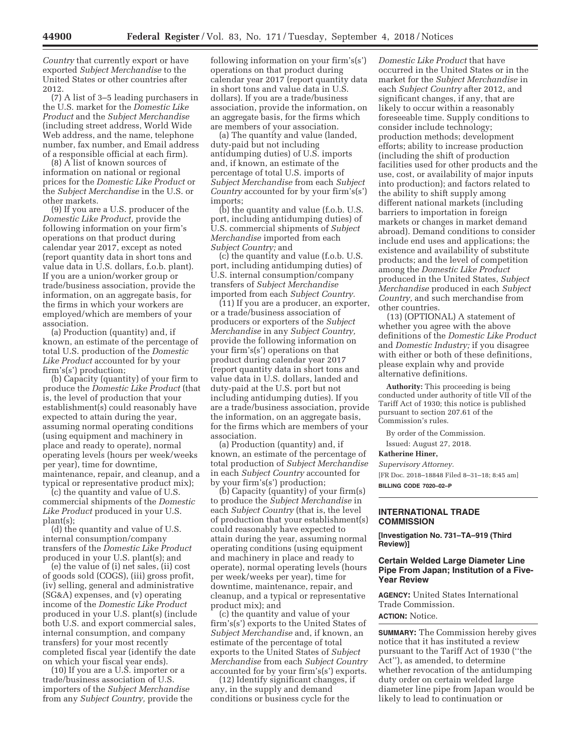*Country* that currently export or have exported *Subject Merchandise* to the United States or other countries after 2012.

(7) A list of 3–5 leading purchasers in the U.S. market for the *Domestic Like Product* and the *Subject Merchandise* (including street address, World Wide Web address, and the name, telephone number, fax number, and Email address of a responsible official at each firm).

(8) A list of known sources of information on national or regional prices for the *Domestic Like Product* or the *Subject Merchandise* in the U.S. or other markets.

(9) If you are a U.S. producer of the *Domestic Like Product,* provide the following information on your firm's operations on that product during calendar year 2017, except as noted (report quantity data in short tons and value data in U.S. dollars, f.o.b. plant). If you are a union/worker group or trade/business association, provide the information, on an aggregate basis, for the firms in which your workers are employed/which are members of your association.

(a) Production (quantity) and, if known, an estimate of the percentage of total U.S. production of the *Domestic Like Product* accounted for by your firm's(s') production;

(b) Capacity (quantity) of your firm to produce the *Domestic Like Product* (that is, the level of production that your establishment(s) could reasonably have expected to attain during the year, assuming normal operating conditions (using equipment and machinery in place and ready to operate), normal operating levels (hours per week/weeks per year), time for downtime, maintenance, repair, and cleanup, and a typical or representative product mix);

(c) the quantity and value of U.S. commercial shipments of the *Domestic Like Product* produced in your U.S. plant(s);

(d) the quantity and value of U.S. internal consumption/company transfers of the *Domestic Like Product* produced in your U.S. plant(s); and

(e) the value of (i) net sales, (ii) cost of goods sold (COGS), (iii) gross profit, (iv) selling, general and administrative (SG&A) expenses, and (v) operating income of the *Domestic Like Product* produced in your U.S. plant(s) (include both U.S. and export commercial sales, internal consumption, and company transfers) for your most recently completed fiscal year (identify the date on which your fiscal year ends).

(10) If you are a U.S. importer or a trade/business association of U.S. importers of the *Subject Merchandise* from any *Subject Country,* provide the following information on your firm's(s') operations on that product during calendar year 2017 (report quantity data in short tons and value data in U.S. dollars). If you are a trade/business association, provide the information, on an aggregate basis, for the firms which are members of your association.

(a) The quantity and value (landed, duty-paid but not including antidumping duties) of U.S. imports and, if known, an estimate of the percentage of total U.S. imports of *Subject Merchandise* from each *Subject Country* accounted for by your firm's(s') imports;

(b) the quantity and value (f.o.b. U.S. port, including antidumping duties) of U.S. commercial shipments of *Subject Merchandise* imported from each *Subject Country;* and

(c) the quantity and value (f.o.b. U.S. port, including antidumping duties) of U.S. internal consumption/company transfers of *Subject Merchandise* imported from each *Subject Country.*

(11) If you are a producer, an exporter, or a trade/business association of producers or exporters of the *Subject Merchandise* in any *Subject Country,* provide the following information on your firm's(s') operations on that product during calendar year 2017 (report quantity data in short tons and value data in U.S. dollars, landed and duty-paid at the U.S. port but not including antidumping duties). If you are a trade/business association, provide the information, on an aggregate basis, for the firms which are members of your association.

(a) Production (quantity) and, if known, an estimate of the percentage of total production of *Subject Merchandise* in each *Subject Country* accounted for by your firm's(s') production;

(b) Capacity (quantity) of your firm(s) to produce the *Subject Merchandise* in each *Subject Country* (that is, the level of production that your establishment(s) could reasonably have expected to attain during the year, assuming normal operating conditions (using equipment and machinery in place and ready to operate), normal operating levels (hours per week/weeks per year), time for downtime, maintenance, repair, and cleanup, and a typical or representative product mix); and

(c) the quantity and value of your firm's(s') exports to the United States of *Subject Merchandise* and, if known, an estimate of the percentage of total exports to the United States of *Subject Merchandise* from each *Subject Country* accounted for by your firm's(s') exports.

(12) Identify significant changes, if any, in the supply and demand conditions or business cycle for the *Domestic Like Product* that have occurred in the United States or in the market for the *Subject Merchandise* in each *Subject Country* after 2012, and significant changes, if any, that are likely to occur within a reasonably foreseeable time. Supply conditions to consider include technology; production methods; development efforts; ability to increase production (including the shift of production facilities used for other products and the use, cost, or availability of major inputs into production); and factors related to the ability to shift supply among different national markets (including barriers to importation in foreign markets or changes in market demand abroad). Demand conditions to consider include end uses and applications; the existence and availability of substitute products; and the level of competition among the *Domestic Like Product* produced in the United States, *Subject Merchandise* produced in each *Subject Country,* and such merchandise from other countries.

(13) (OPTIONAL) A statement of whether you agree with the above definitions of the *Domestic Like Product* and *Domestic Industry;* if you disagree with either or both of these definitions, please explain why and provide alternative definitions.

**Authority:** This proceeding is being conducted under authority of title VII of the Tariff Act of 1930; this notice is published pursuant to section 207.61 of the Commission's rules.

By order of the Commission.

Issued: August 27, 2018.

**Katherine Hiner,**

*Supervisory Attorney.*

[FR Doc. 2018–18848 Filed 8–31–18; 8:45 am]

**BILLING CODE 7020–02–P**

---

## INTERNATIONAL TRADE COMMISSION

**[Investigation No. 731–TA–919 (Third Review)]**

### Certain Welded Large Diameter Line Pipe From Japan; Institution of a Five-Year Review

**AGENCY:** United States International Trade Commission.

**ACTION:** Notice.

**SUMMARY:** The Commission hereby gives notice that it has instituted a review pursuant to the Tariff Act of 1930 (''the Act''), as amended, to determine whether revocation of the antidumping duty order on certain welded large diameter line pipe from Japan would be likely to lead to continuation or